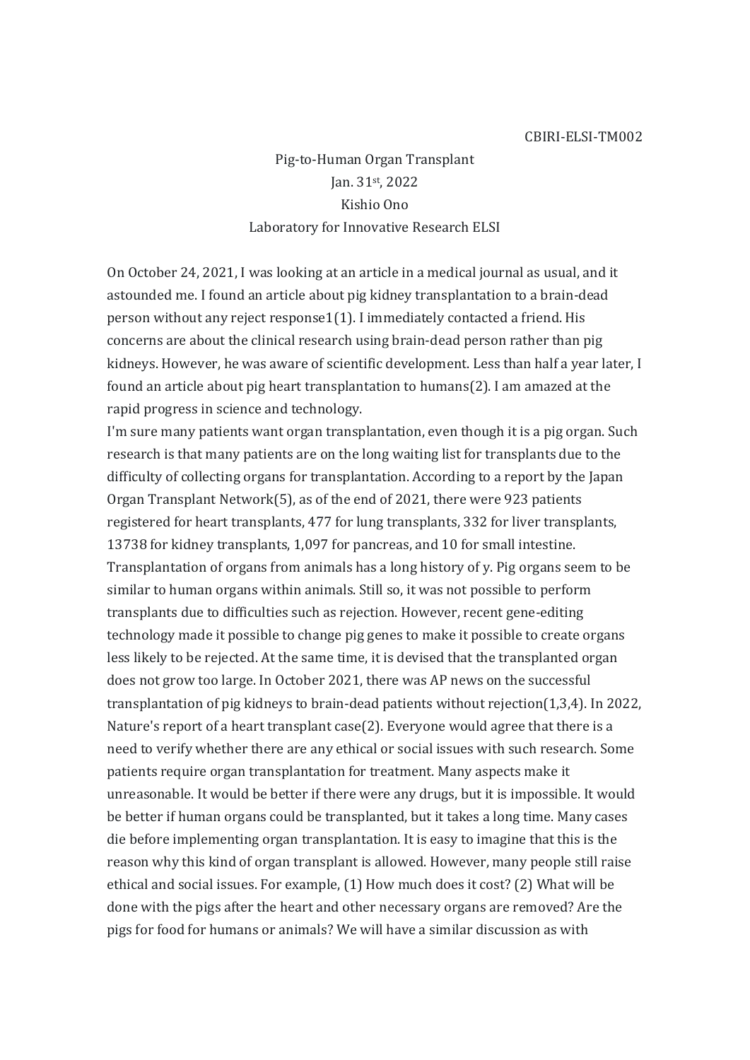CBIRI-ELSI-TM002

# Pig-to-Human Organ Transplant

Jan. 31st, 2022

Kishio Ono

Laboratory for Innovative Research ELSI

On October 24, 2021, I was looking at an article in a medical journal as usual, and it astounded me. I found an article about pig kidney transplantation to a brain-dead person without any reject response1(1). I immediately contacted a friend. His concerns are about the clinical research using brain-dead person rather than pig kidneys. However, he was aware of scientific development. Less than half a year later, I found an article about pig heart transplantation to humans(2). I am amazed at the rapid progress in science and technology.

I'm sure many patients want organ transplantation, even though it is a pig organ. Such research is that many patients are on the long waiting list for transplants due to the difficulty of collecting organs for transplantation. According to a report by the Japan Organ Transplant Network(5), as of the end of 2021, there were 923 patients registered for heart transplants, 477 for lung transplants, 332 for liver transplants, 13738 for kidney transplants, 1,097 for pancreas, and 10 for small intestine. Transplantation of organs from animals has a long history of y. Pig organs seem to be similar to human organs within animals. Still so, it was not possible to perform transplants due to difficulties such as rejection. However, recent gene-editing technology made it possible to change pig genes to make it possible to create organs less likely to be rejected. At the same time, it is devised that the transplanted organ does not grow too large. In October 2021, there was AP news on the successful transplantation of pig kidneys to brain-dead patients without rejection(1,3,4). In 2022, Nature's report of a heart transplant case(2). Everyone would agree that there is a need to verify whether there are any ethical or social issues with such research. Some patients require organ transplantation for treatment. Many aspects make it unreasonable. It would be better if there were any drugs, but it is impossible. It would be better if human organs could be transplanted, but it takes a long time. Many cases die before implementing organ transplantation. It is easy to imagine that this is the reason why this kind of organ transplant is allowed. However, many people still raise ethical and social issues. For example, (1) How much does it cost? (2) What will be done with the pigs after the heart and other necessary organs are removed? Are the pigs for food for humans or animals? We will have a similar discussion as with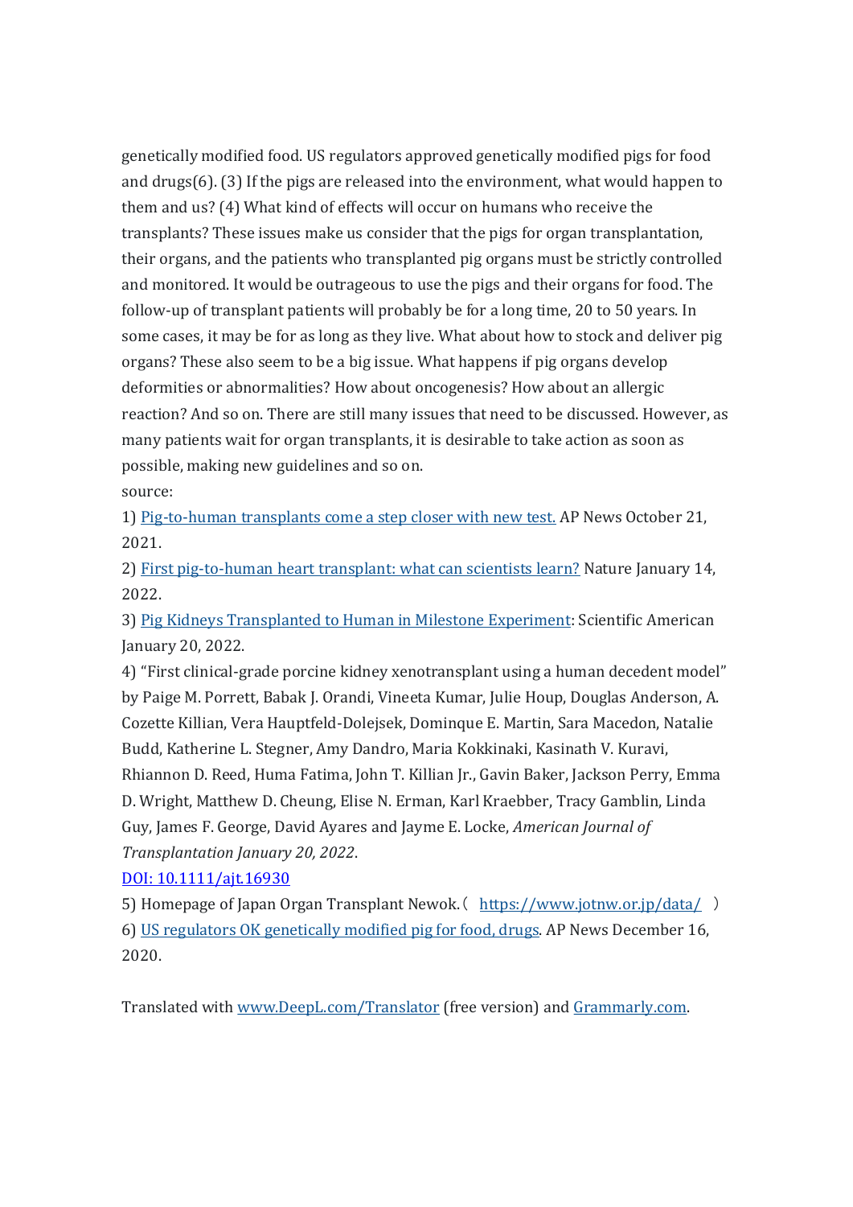genetically modified food. US regulators approved genetically modified pigs for food and drugs(6). (3) If the pigs are released into the environment, what would happen to them and us? (4) What kind of effects will occur on humans who receive the transplants? These issues make us consider that the pigs for organ transplantation, their organs, and the patients who transplanted pig organs must be strictly controlled and monitored. It would be outrageous to use the pigs and their organs for food. The follow-up of transplant patients will probably be for a long time, 20 to 50 years. In some cases, it may be for as long as they live. What about how to stock and deliver pig organs? These also seem to be a big issue. What happens if pig organs develop deformities or abnormalities? How about oncogenesis? How about an allergic reaction? And so on. There are still many issues that need to be discussed. However, as many patients wait for organ transplants, it is desirable to take action as soon as possible, making new guidelines and so on.

source:

1) Pig-to-human transplants come a step closer with new test. AP News October 21, 2021.

2) First pig-to-human heart transplant: what can scientists learn? Nature January 14, 2022.

3) Pig Kidneys Transplanted to Human in Milestone Experiment: Scientific American January 20, 2022.

4) "First clinical-grade porcine kidney xenotransplant using a human decedent model" by Paige M. Porrett, Babak J. Orandi, Vineeta Kumar, Julie Houp, Douglas Anderson, A. Cozette Killian, Vera Hauptfeld-Dolejsek, Dominque E. Martin, Sara Macedon, Natalie Budd, Katherine L. Stegner, Amy Dandro, Maria Kokkinaki, Kasinath V. Kuravi, Rhiannon D. Reed, Huma Fatima, John T. Killian Jr., Gavin Baker, Jackson Perry, Emma D. Wright, Matthew D. Cheung, Elise N. Erman, Karl Kraebber, Tracy Gamblin, Linda Guy, James F. George, David Ayares and Jayme E. Locke, *American Journal of Transplantation January 20, 2022*.

DOI: 10.1111/ajt.16930

5) Homepage of Japan Organ Transplant Newok.（ https://www.jotnw.or.jp/data/ ）

6) US regulators OK genetically modified pig for food, drugs. AP News December 16, 2020.

Translated with www.DeepL.com/Translator (free version) and Grammarly.com.